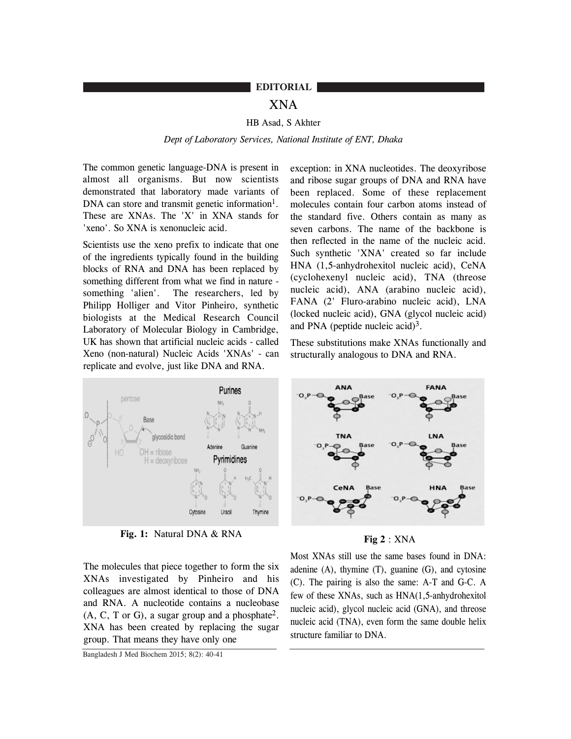**EDITORIAL**

# XNA

HB Asad, S Akhter

*Dept of Laboratory Services, National Institute of ENT, Dhaka*

The common genetic language-DNA is present in almost all organisms. But now scientists demonstrated that laboratory made variants of DNA can store and transmit genetic information[1]. These are XNAs. The 'X' in XNA stands for 'xeno'. So XNA is xenonucleic acid.

Scientists use the xeno prefix to indicate that one of the ingredients typically found in the building blocks of RNA and DNA has been replaced by something different from what we find in nature - something 'alien'. The researchers, led by Philipp Holliger and Vitor Pinheiro, synthetic biologists at the Medical Research Council Laboratory of Molecular Biology in Cambridge, UK has shown that artificial nucleic acids - called Xeno (non-natural) Nucleic Acids 'XNAs' - can replicate and evolve, just like DNA and RNA.

**Fig. 1:** Natural DNA & RNA

The molecules that piece together to form the six XNAs investigated by Pinheiro and his colleagues are almost identical to those of DNA and RNA. A nucleotide contains a nucleobase (A, C, T or G), a sugar group and a phosphate[2]. XNA has been created by replacing the sugar group. That means they have only one exception: in XNA nucleotides. The deoxyribose and ribose sugar groups of DNA and RNA have been replaced. Some of these replacement molecules contain four carbon atoms instead of the standard five. Others contain as many as seven carbons. The name of the backbone is then reflected in the name of the nucleic acid. Such synthetic 'XNA' created so far include HNA (1,5-anhydrohexitol nucleic acid), CeNA (cyclohexenyl nucleic acid), TNA (threose nucleic acid), ANA (arabino nucleic acid), FANA (2' Fluro-arabino nucleic acid), LNA (locked nucleic acid), GNA (glycol nucleic acid) and PNA (peptide nucleic acid)[3].

These substitutions make XNAs functionally and structurally analogous to DNA and RNA.

**Fig 2** : XNA

Most XNAs still use the same bases found in DNA: adenine (A), thymine (T), guanine (G), and cytosine (C). The pairing is also the same: A-T and G-C. A few of these XNAs, such as HNA(1,5-anhydrohexitol nucleic acid), glycol nucleic acid (GNA), and threose nucleic acid (TNA), even form the same double helix structure familiar to DNA.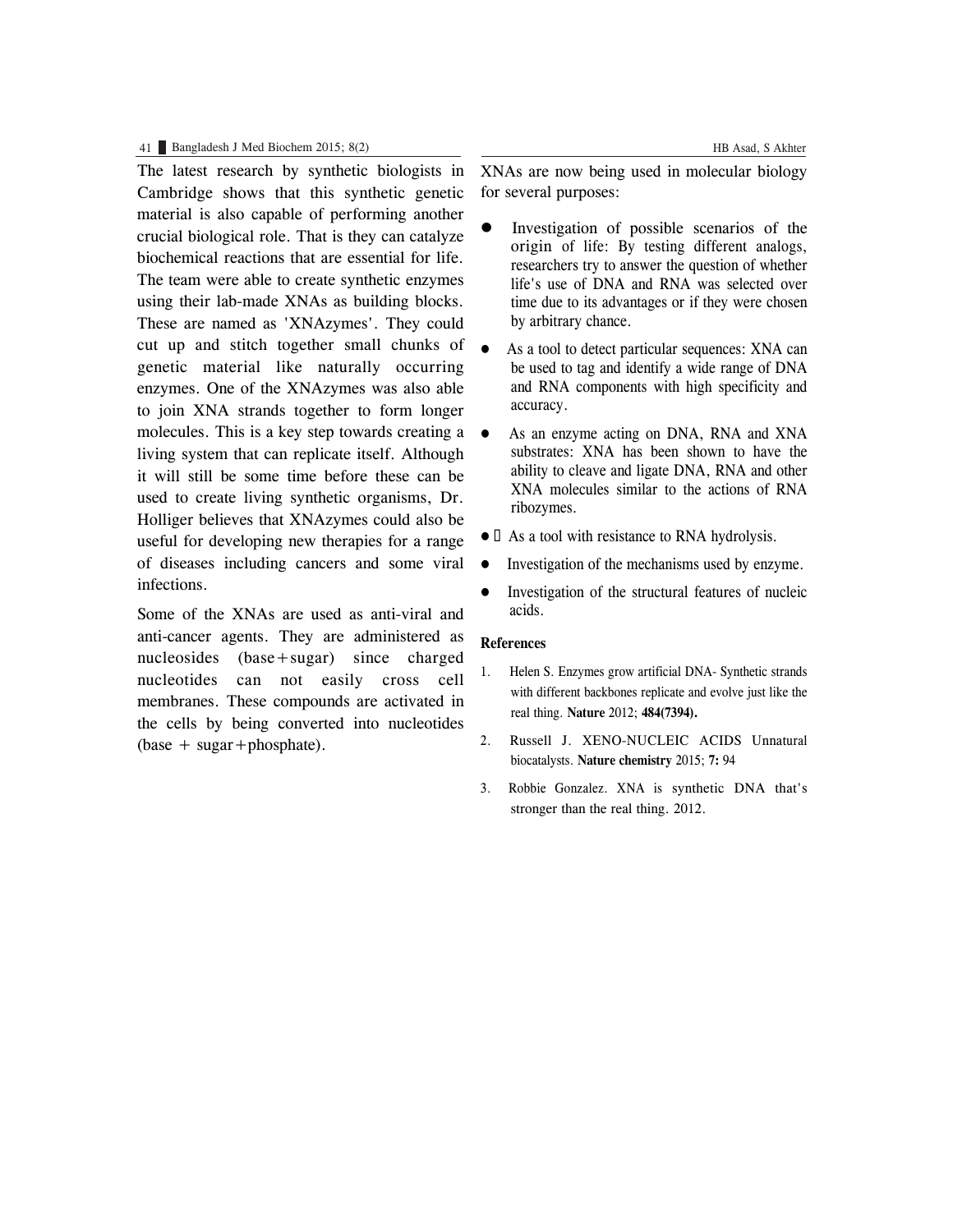The latest research by synthetic biologists in Cambridge shows that this synthetic genetic material is also capable of performing another crucial biological role. That is they can catalyze biochemical reactions that are essential for life. The team were able to create synthetic enzymes using their lab-made XNAs as building blocks. These are named as 'XNAzymes'. They could cut up and stitch together small chunks of genetic material like naturally occurring enzymes. One of the XNAzymes was also able to join XNA strands together to form longer molecules. This is a key step towards creating a living system that can replicate itself. Although it will still be some time before these can be used to create living synthetic organisms, Dr. Holliger believes that XNAzymes could also be useful for developing new therapies for a range of diseases including cancers and some viral infections.

Some of the XNAs are used as anti-viral and anti-cancer agents. They are administered as nucleosides (base+sugar) since charged nucleotides can not easily cross cell membranes. These compounds are activated in the cells by being converted into nucleotides (base + sugar+phosphate).

XNAs are now being used in molecular biology for several purposes:

- Investigation of possible scenarios of the origin of life: By testing different analogs, researchers try to answer the question of whether life's use of DNA and RNA was selected over time due to its advantages or if they were chosen by arbitrary chance.
- As a tool to detect particular sequences: XNA can be used to tag and identify a wide range of DNA and RNA components with high specificity and accuracy.
- As an enzyme acting on DNA, RNA and XNA substrates: XNA has been shown to have the ability to cleave and ligate DNA, RNA and other XNA molecules similar to the actions of RNA ribozymes.
- As a tool with resistance to RNA hydrolysis.
- Investigation of the mechanisms used by enzyme.
- Investigation of the structural features of nucleic acids.

### References

1. Helen S. Enzymes grow artificial DNA- Synthetic strands with different backbones replicate and evolve just like the real thing. **Nature** 2012; **484(7394).**
2. Russell J. XENO-NUCLEIC ACIDS Unnatural biocatalysts. **Nature chemistry** 2015; **7:** 94
3. Robbie Gonzalez. XNA is synthetic DNA that's stronger than the real thing. 2012.